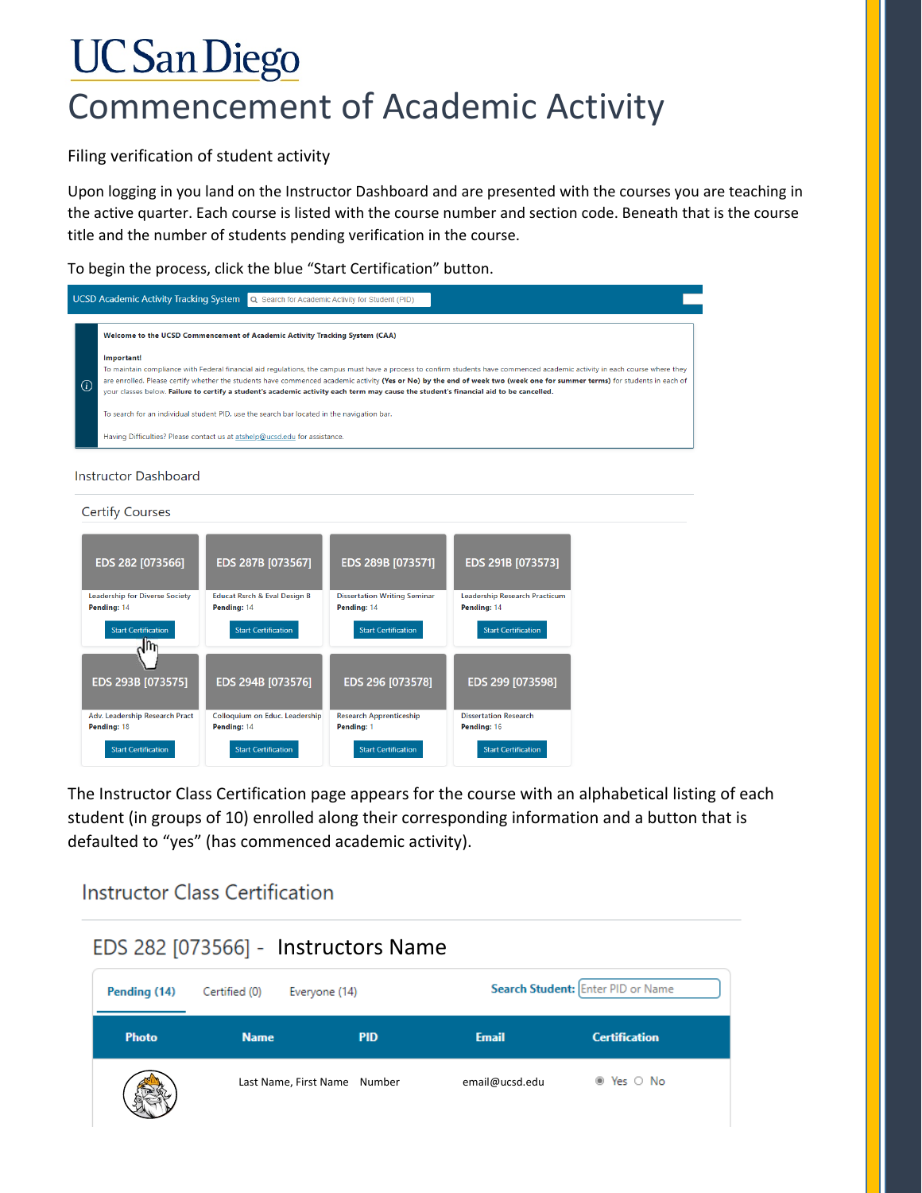# UC San Diego

# Commencement of Academic Activity

Filing verification of student activity

Upon logging in you land on the Instructor Dashboard and are presented with the courses you are teaching in the active quarter. Each course is listed with the course number and section code. Beneath that is the course title and the number of students pending verification in the course.

To begin the process, click the blue "Start Certification" button.

UCSD Academic Activity Tracking System | Search for Academic Activity for Student (PID)

**Welcome to the UCSD Commencement of Academic Activity Tracking System (CAA)**

**Important!**
To maintain compliance with Federal financial aid regulations, the campus must have a process to confirm students have commenced academic activity in each course where they are enrolled. Please certify whether the students have commenced academic activity **(Yes or No)** by the **end of week two (week one for summer terms)** for students in each of your classes below. **Failure to certify a student's academic activity each term may cause the student's financial aid to be cancelled.**

To search for an individual student PID, use the search bar located in the navigation bar.

Having Difficulties? Please contact us at atshelp@ucsd.edu for assistance.

Instructor Dashboard

Certify Courses

| Course | Title | Pending | |
|---|---|---|---|
| EDS 282 [073566] | Leadership for Diverse Society | 14 | Start Certification |
| EDS 287B [073567] | Educat Rsrch & Eval Design B | 14 | Start Certification |
| EDS 289B [073571] | Dissertation Writing Seminar | 14 | Start Certification |
| EDS 291B [073573] | Leadership Research Practicum | 14 | Start Certification |
| EDS 293B [073575] | Adv. Leadership Research Pract | 18 | Start Certification |
| EDS 294B [073576] | Colloquium on Educ. Leadership | 14 | Start Certification |
| EDS 296 [073578] | Research Apprenticeship | 1 | Start Certification |
| EDS 299 [073598] | Dissertation Research | 16 | Start Certification |

The Instructor Class Certification page appears for the course with an alphabetical listing of each student (in groups of 10) enrolled along their corresponding information and a button that is defaulted to "yes" (has commenced academic activity).

Instructor Class Certification

EDS 282 [073566] - Instructors Name

Pending (14) | Certified (0) | Everyone (14) | Search Student: Enter PID or Name

| Photo | Name | PID | Email | Certification |
|---|---|---|---|---|
| | Last Name, First Name | Number | email@ucsd.edu | ◉ Yes ○ No |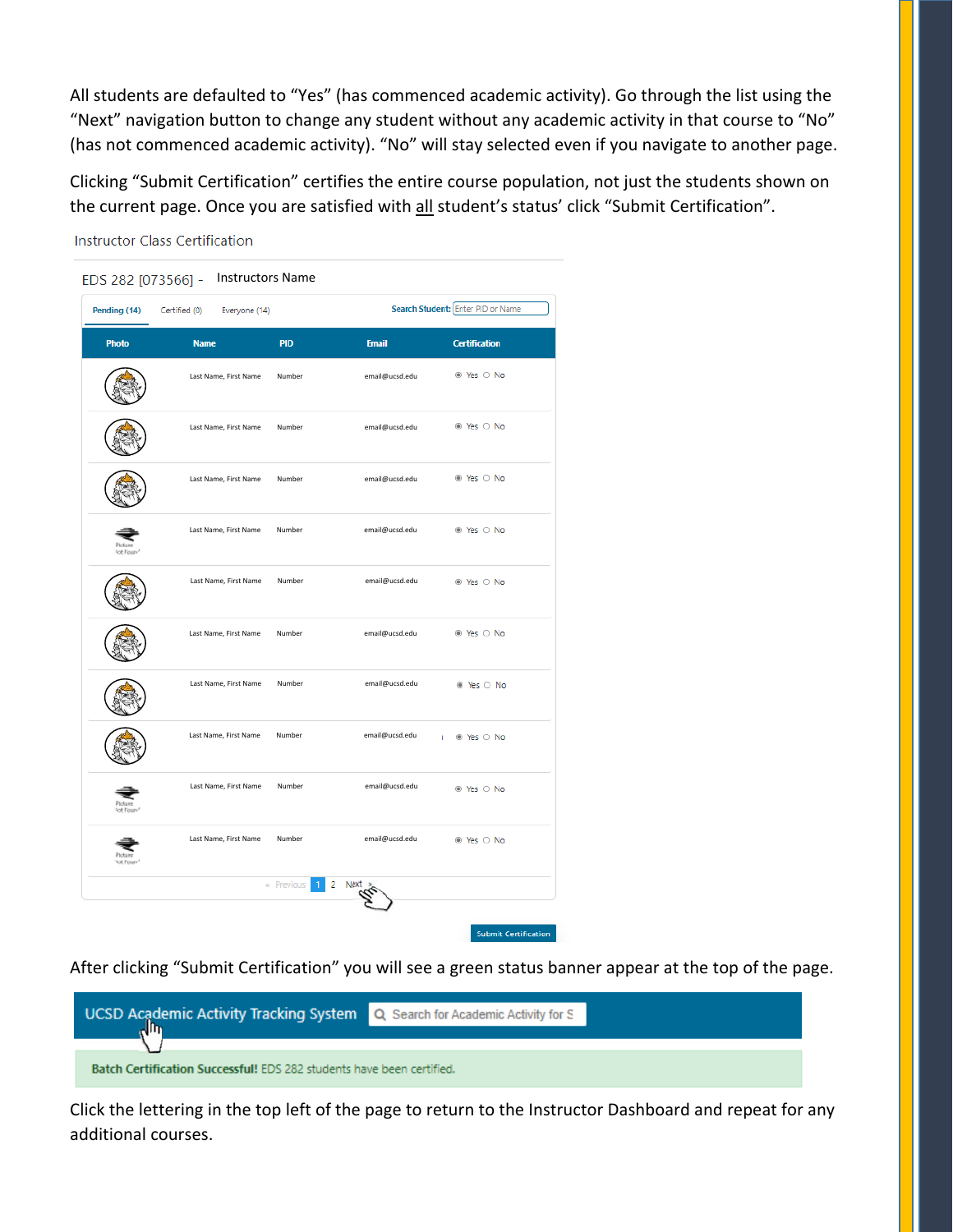All students are defaulted to “Yes” (has commenced academic activity). Go through the list using the “Next” navigation button to change any student without any academic activity in that course to “No” (has not commenced academic activity). “No” will stay selected even if you navigate to another page.

Clicking “Submit Certification” certifies the entire course population, not just the students shown on the current page. Once you are satisfied with all student’s status’ click “Submit Certification”.

Instructor Class Certification

EDS 282 [073566] - Instructors Name

Pending (14) | Certified (0) | Everyone (14) | Search Student: Enter PID or Name

| Photo | Name | PID | Email | Certification |
|---|---|---|---|---|
| | Last Name, First Name | Number | email@ucsd.edu | ◉ Yes ○ No |
| | Last Name, First Name | Number | email@ucsd.edu | ◉ Yes ○ No |
| | Last Name, First Name | Number | email@ucsd.edu | ◉ Yes ○ No |
| Picture Not Found | Last Name, First Name | Number | email@ucsd.edu | ◉ Yes ○ No |
| | Last Name, First Name | Number | email@ucsd.edu | ◉ Yes ○ No |
| | Last Name, First Name | Number | email@ucsd.edu | ◉ Yes ○ No |
| | Last Name, First Name | Number | email@ucsd.edu | ◉ Yes ○ No |
| | Last Name, First Name | Number | email@ucsd.edu | ◉ Yes ○ No |
| Picture Not Found | Last Name, First Name | Number | email@ucsd.edu | ◉ Yes ○ No |
| Picture Not Found | Last Name, First Name | Number | email@ucsd.edu | ◉ Yes ○ No |

« Previous 1 2 Next »

Submit Certification

After clicking “Submit Certification” you will see a green status banner appear at the top of the page.

UCSD Academic Activity Tracking System | Search for Academic Activity for S

**Batch Certification Successful!** EDS 282 students have been certified.

Click the lettering in the top left of the page to return to the Instructor Dashboard and repeat for any additional courses.